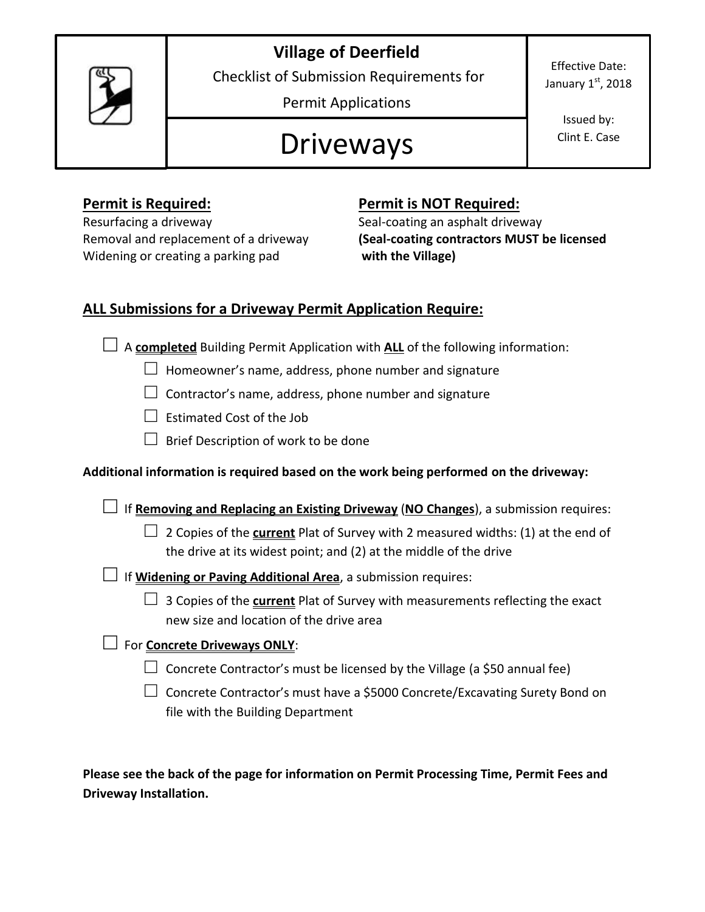# Village of Deerfield

Checklist of Submission Requirements for Permit Applications

## Driveways

Effective Date: January 1st, 2018

Issued by: Clint E. Case

**Permit is Required:**

Resurfacing a driveway
Removal and replacement of a driveway
Widening or creating a parking pad

**Permit is NOT Required:**

Seal-coating an asphalt driveway
**(Seal-coating contractors MUST be licensed with the Village)**

### ALL Submissions for a Driveway Permit Application Require:

- ☐ A **completed** Building Permit Application with **ALL** of the following information:
  - ☐ Homeowner's name, address, phone number and signature
  - ☐ Contractor's name, address, phone number and signature
  - ☐ Estimated Cost of the Job
  - ☐ Brief Description of work to be done

**Additional information is required based on the work being performed on the driveway:**

- ☐ If **Removing and Replacing an Existing Driveway** (**NO Changes**), a submission requires:
  - ☐ 2 Copies of the **current** Plat of Survey with 2 measured widths: (1) at the end of the drive at its widest point; and (2) at the middle of the drive
- ☐ If **Widening or Paving Additional Area**, a submission requires:
  - ☐ 3 Copies of the **current** Plat of Survey with measurements reflecting the exact new size and location of the drive area
- ☐ For **Concrete Driveways ONLY**:
  - ☐ Concrete Contractor's must be licensed by the Village (a $50 annual fee)
  - ☐ Concrete Contractor's must have a $5000 Concrete/Excavating Surety Bond on file with the Building Department

**Please see the back of the page for information on Permit Processing Time, Permit Fees and Driveway Installation.**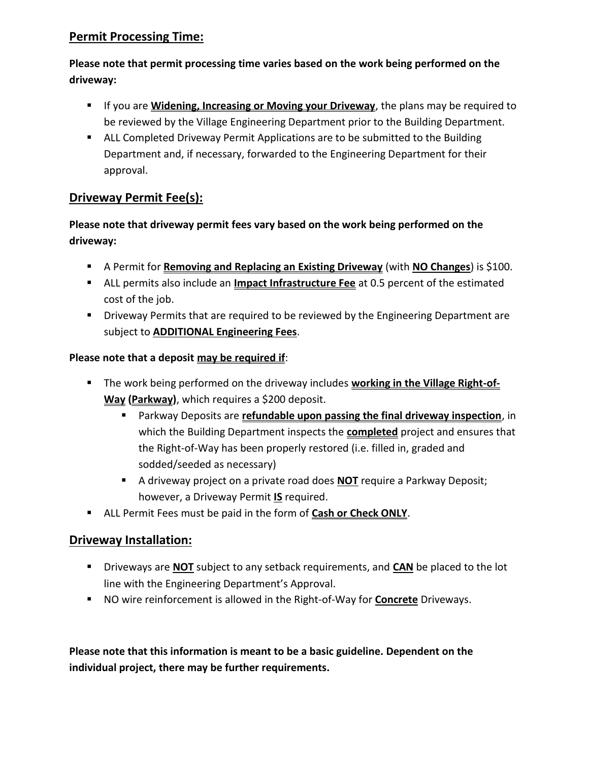## Permit Processing Time:

**Please note that permit processing time varies based on the work being performed on the driveway:**

- If you are **Widening, Increasing or Moving your Driveway**, the plans may be required to be reviewed by the Village Engineering Department prior to the Building Department.
- ALL Completed Driveway Permit Applications are to be submitted to the Building Department and, if necessary, forwarded to the Engineering Department for their approval.

## Driveway Permit Fee(s):

**Please note that driveway permit fees vary based on the work being performed on the driveway:**

- A Permit for **Removing and Replacing an Existing Driveway** (with **NO Changes**) is $100.
- ALL permits also include an **Impact Infrastructure Fee** at 0.5 percent of the estimated cost of the job.
- Driveway Permits that are required to be reviewed by the Engineering Department are subject to **ADDITIONAL Engineering Fees**.

**Please note that a deposit may be required if:**

- The work being performed on the driveway includes **working in the Village Right-of-Way (Parkway)**, which requires a $200 deposit.
  - Parkway Deposits are **refundable upon passing the final driveway inspection**, in which the Building Department inspects the **completed** project and ensures that the Right-of-Way has been properly restored (i.e. filled in, graded and sodded/seeded as necessary)
  - A driveway project on a private road does **NOT** require a Parkway Deposit; however, a Driveway Permit **IS** required.
- ALL Permit Fees must be paid in the form of **Cash or Check ONLY**.

## Driveway Installation:

- Driveways are **NOT** subject to any setback requirements, and **CAN** be placed to the lot line with the Engineering Department's Approval.
- NO wire reinforcement is allowed in the Right-of-Way for **Concrete** Driveways.

**Please note that this information is meant to be a basic guideline. Dependent on the individual project, there may be further requirements.**